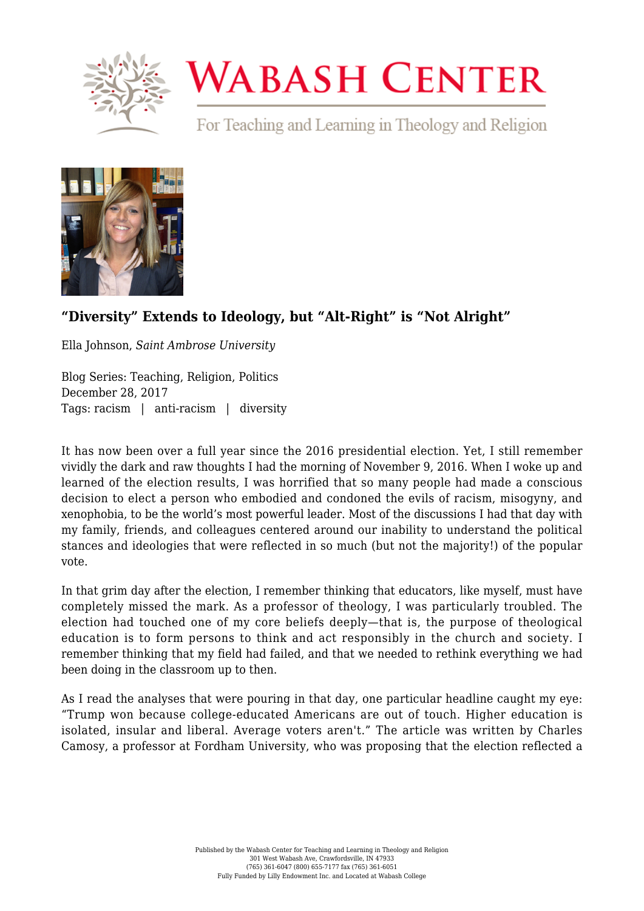# Wabash Center

For Teaching and Learning in Theology and Religion

## "Diversity" Extends to Ideology, but "Alt-Right" is "Not Alright"

Ella Johnson, *Saint Ambrose University*

Blog Series: Teaching, Religion, Politics
December 28, 2017
Tags: racism | anti-racism | diversity

It has now been over a full year since the 2016 presidential election. Yet, I still remember vividly the dark and raw thoughts I had the morning of November 9, 2016. When I woke up and learned of the election results, I was horrified that so many people had made a conscious decision to elect a person who embodied and condoned the evils of racism, misogyny, and xenophobia, to be the world's most powerful leader. Most of the discussions I had that day with my family, friends, and colleagues centered around our inability to understand the political stances and ideologies that were reflected in so much (but not the majority!) of the popular vote.

In that grim day after the election, I remember thinking that educators, like myself, must have completely missed the mark. As a professor of theology, I was particularly troubled. The election had touched one of my core beliefs deeply—that is, the purpose of theological education is to form persons to think and act responsibly in the church and society. I remember thinking that my field had failed, and that we needed to rethink everything we had been doing in the classroom up to then.

As I read the analyses that were pouring in that day, one particular headline caught my eye: "Trump won because college-educated Americans are out of touch. Higher education is isolated, insular and liberal. Average voters aren't." The article was written by Charles Camosy, a professor at Fordham University, who was proposing that the election reflected a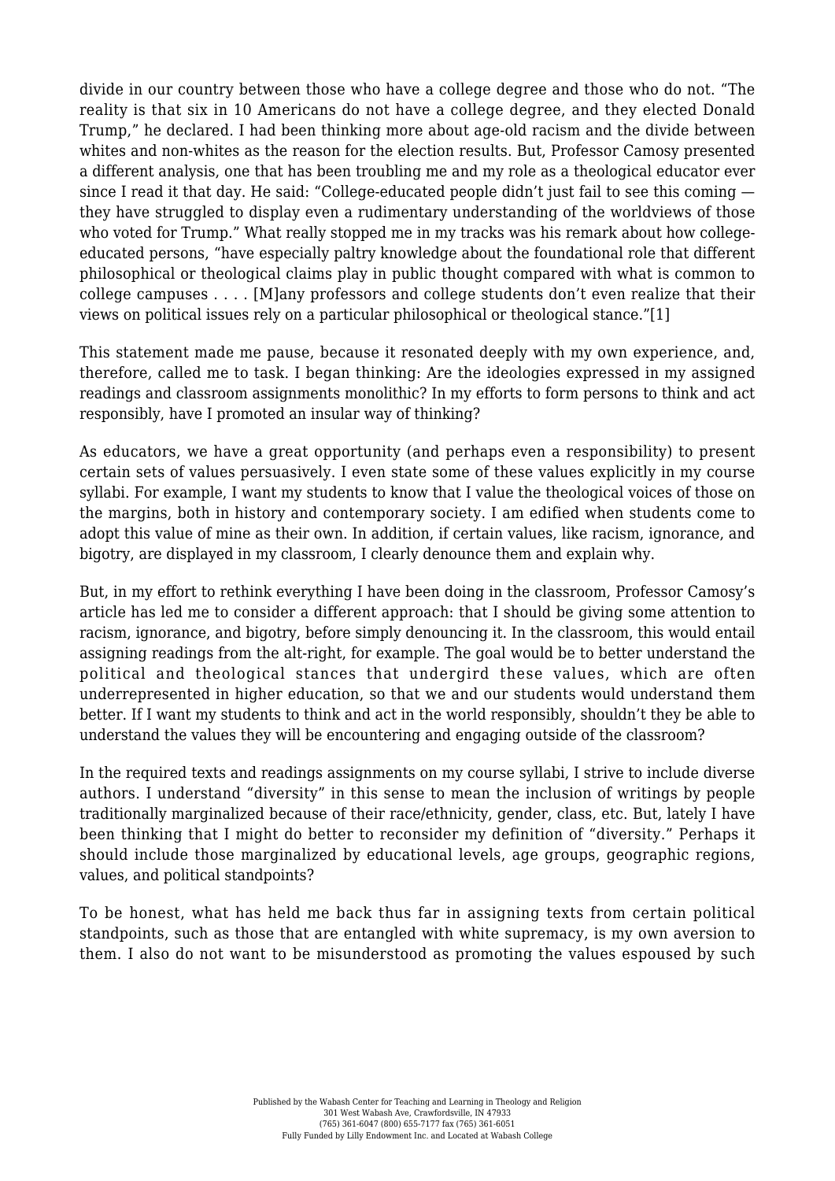divide in our country between those who have a college degree and those who do not. "The reality is that six in 10 Americans do not have a college degree, and they elected Donald Trump," he declared. I had been thinking more about age-old racism and the divide between whites and non-whites as the reason for the election results. But, Professor Camosy presented a different analysis, one that has been troubling me and my role as a theological educator ever since I read it that day. He said: "College-educated people didn't just fail to see this coming — they have struggled to display even a rudimentary understanding of the worldviews of those who voted for Trump." What really stopped me in my tracks was his remark about how college-educated persons, "have especially paltry knowledge about the foundational role that different philosophical or theological claims play in public thought compared with what is common to college campuses . . . . [M]any professors and college students don't even realize that their views on political issues rely on a particular philosophical or theological stance."[1]

This statement made me pause, because it resonated deeply with my own experience, and, therefore, called me to task. I began thinking: Are the ideologies expressed in my assigned readings and classroom assignments monolithic? In my efforts to form persons to think and act responsibly, have I promoted an insular way of thinking?

As educators, we have a great opportunity (and perhaps even a responsibility) to present certain sets of values persuasively. I even state some of these values explicitly in my course syllabi. For example, I want my students to know that I value the theological voices of those on the margins, both in history and contemporary society. I am edified when students come to adopt this value of mine as their own. In addition, if certain values, like racism, ignorance, and bigotry, are displayed in my classroom, I clearly denounce them and explain why.

But, in my effort to rethink everything I have been doing in the classroom, Professor Camosy's article has led me to consider a different approach: that I should be giving some attention to racism, ignorance, and bigotry, before simply denouncing it. In the classroom, this would entail assigning readings from the alt-right, for example. The goal would be to better understand the political and theological stances that undergird these values, which are often underrepresented in higher education, so that we and our students would understand them better. If I want my students to think and act in the world responsibly, shouldn't they be able to understand the values they will be encountering and engaging outside of the classroom?

In the required texts and readings assignments on my course syllabi, I strive to include diverse authors. I understand "diversity" in this sense to mean the inclusion of writings by people traditionally marginalized because of their race/ethnicity, gender, class, etc. But, lately I have been thinking that I might do better to reconsider my definition of "diversity." Perhaps it should include those marginalized by educational levels, age groups, geographic regions, values, and political standpoints?

To be honest, what has held me back thus far in assigning texts from certain political standpoints, such as those that are entangled with white supremacy, is my own aversion to them. I also do not want to be misunderstood as promoting the values espoused by such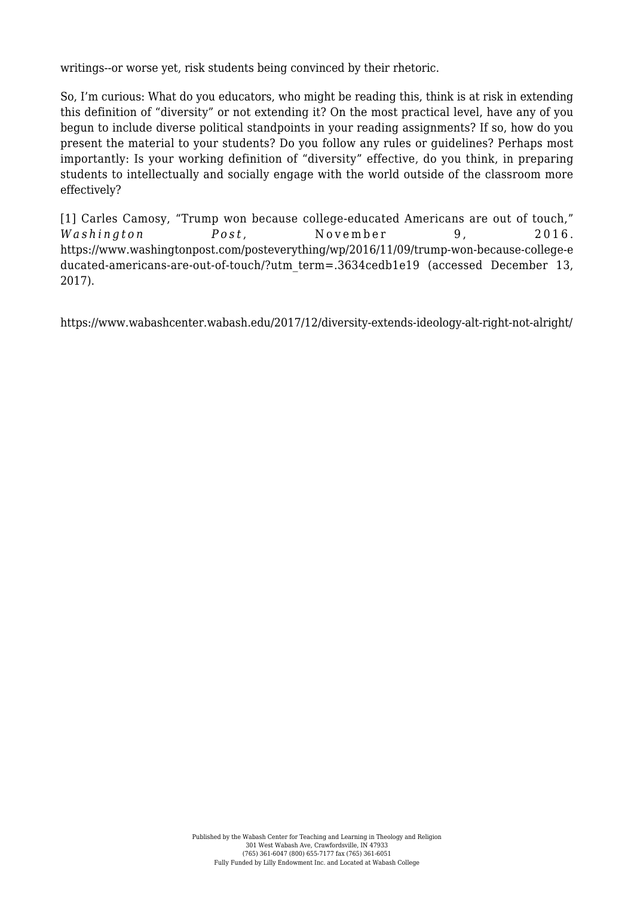writings--or worse yet, risk students being convinced by their rhetoric.

So, I'm curious: What do you educators, who might be reading this, think is at risk in extending this definition of "diversity" or not extending it? On the most practical level, have any of you begun to include diverse political standpoints in your reading assignments? If so, how do you present the material to your students? Do you follow any rules or guidelines? Perhaps most importantly: Is your working definition of "diversity" effective, do you think, in preparing students to intellectually and socially engage with the world outside of the classroom more effectively?

[1] Carles Camosy, "Trump won because college-educated Americans are out of touch," *Washington Post*, November 9, 2016. https://www.washingtonpost.com/posteverything/wp/2016/11/09/trump-won-because-college-educated-americans-are-out-of-touch/?utm_term=.3634cedb1e19 (accessed December 13, 2017).

https://www.wabashcenter.wabash.edu/2017/12/diversity-extends-ideology-alt-right-not-alright/